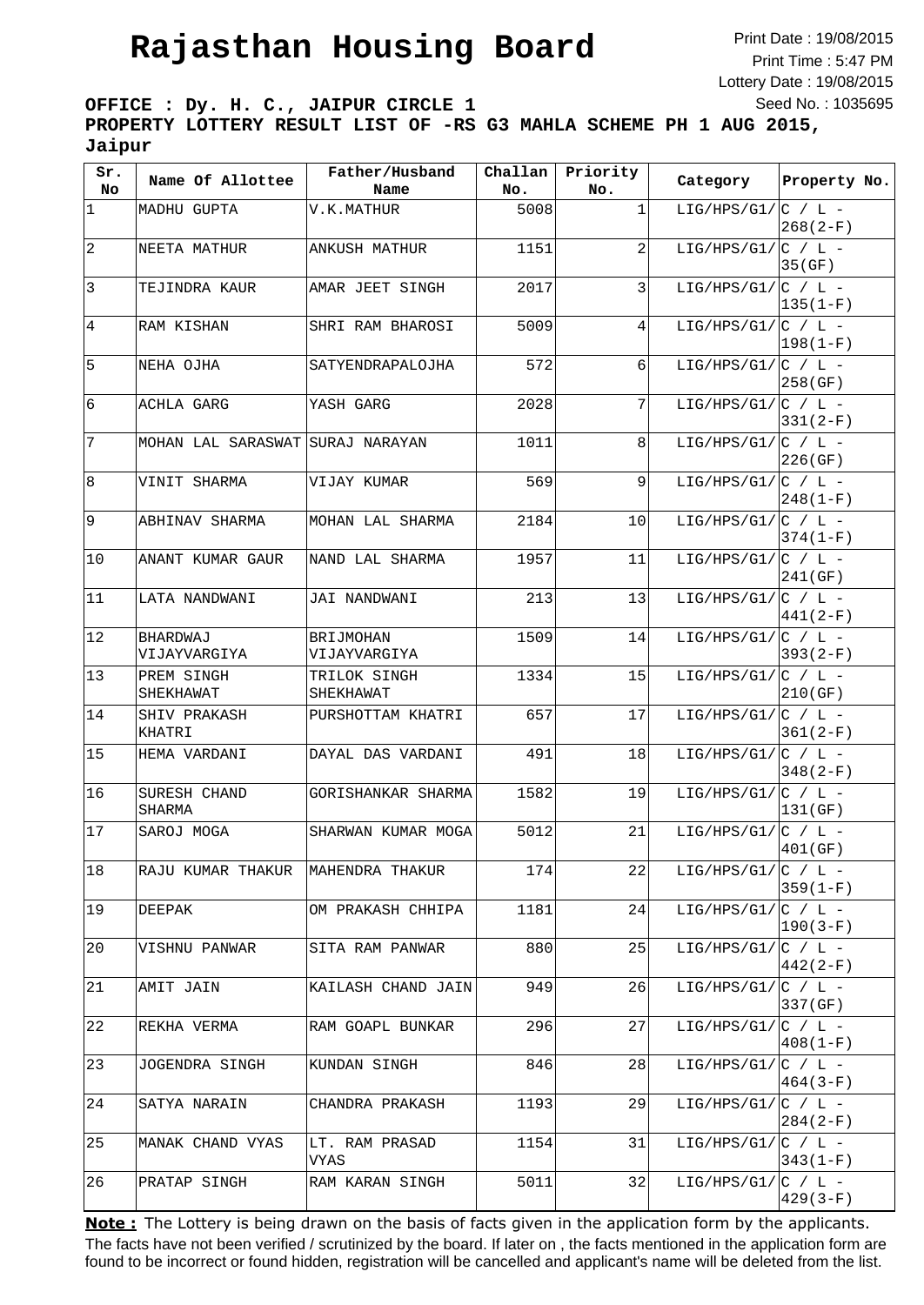# Rajasthan Housing Board

Print Date : 19/08/2015
Print Time : 5:47 PM
Lottery Date : 19/08/2015
Seed No. : 1035695

**OFFICE : Dy. H. C., JAIPUR CIRCLE 1**
**PROPERTY LOTTERY RESULT LIST OF -RS G3 MAHLA SCHEME PH 1 AUG 2015, Jaipur**

| Sr. No | Name Of Allottee | Father/Husband Name | Challan No. | Priority No. | Category | Property No. |
|---|---|---|---|---|---|---|
| 1 | MADHU GUPTA | V.K.MATHUR | 5008 | 1 | LIG/HPS/G1/ | C / L - 268(2-F) |
| 2 | NEETA MATHUR | ANKUSH MATHUR | 1151 | 2 | LIG/HPS/G1/ | C / L - 35(GF) |
| 3 | TEJINDRA KAUR | AMAR JEET SINGH | 2017 | 3 | LIG/HPS/G1/ | C / L - 135(1-F) |
| 4 | RAM KISHAN | SHRI RAM BHAROSI | 5009 | 4 | LIG/HPS/G1/ | C / L - 198(1-F) |
| 5 | NEHA OJHA | SATYENDRAPALOJHA | 572 | 6 | LIG/HPS/G1/ | C / L - 258(GF) |
| 6 | ACHLA GARG | YASH GARG | 2028 | 7 | LIG/HPS/G1/ | C / L - 331(2-F) |
| 7 | MOHAN LAL SARASWAT | SURAJ NARAYAN | 1011 | 8 | LIG/HPS/G1/ | C / L - 226(GF) |
| 8 | VINIT SHARMA | VIJAY KUMAR | 569 | 9 | LIG/HPS/G1/ | C / L - 248(1-F) |
| 9 | ABHINAV SHARMA | MOHAN LAL SHARMA | 2184 | 10 | LIG/HPS/G1/ | C / L - 374(1-F) |
| 10 | ANANT KUMAR GAUR | NAND LAL SHARMA | 1957 | 11 | LIG/HPS/G1/ | C / L - 241(GF) |
| 11 | LATA NANDWANI | JAI NANDWANI | 213 | 13 | LIG/HPS/G1/ | C / L - 441(2-F) |
| 12 | BHARDWAJ VIJAYVARGIYA | BRIJMOHAN VIJAYVARGIYA | 1509 | 14 | LIG/HPS/G1/ | C / L - 393(2-F) |
| 13 | PREM SINGH SHEKHAWAT | TRILOK SINGH SHEKHAWAT | 1334 | 15 | LIG/HPS/G1/ | C / L - 210(GF) |
| 14 | SHIV PRAKASH KHATRI | PURSHOTTAM KHATRI | 657 | 17 | LIG/HPS/G1/ | C / L - 361(2-F) |
| 15 | HEMA VARDANI | DAYAL DAS VARDANI | 491 | 18 | LIG/HPS/G1/ | C / L - 348(2-F) |
| 16 | SURESH CHAND SHARMA | GORISHANKAR SHARMA | 1582 | 19 | LIG/HPS/G1/ | C / L - 131(GF) |
| 17 | SAROJ MOGA | SHARWAN KUMAR MOGA | 5012 | 21 | LIG/HPS/G1/ | C / L - 401(GF) |
| 18 | RAJU KUMAR THAKUR | MAHENDRA THAKUR | 174 | 22 | LIG/HPS/G1/ | C / L - 359(1-F) |
| 19 | DEEPAK | OM PRAKASH CHHIPA | 1181 | 24 | LIG/HPS/G1/ | C / L - 190(3-F) |
| 20 | VISHNU PANWAR | SITA RAM PANWAR | 880 | 25 | LIG/HPS/G1/ | C / L - 442(2-F) |
| 21 | AMIT JAIN | KAILASH CHAND JAIN | 949 | 26 | LIG/HPS/G1/ | C / L - 337(GF) |
| 22 | REKHA VERMA | RAM GOAPL BUNKAR | 296 | 27 | LIG/HPS/G1/ | C / L - 408(1-F) |
| 23 | JOGENDRA SINGH | KUNDAN SINGH | 846 | 28 | LIG/HPS/G1/ | C / L - 464(3-F) |
| 24 | SATYA NARAIN | CHANDRA PRAKASH | 1193 | 29 | LIG/HPS/G1/ | C / L - 284(2-F) |
| 25 | MANAK CHAND VYAS | LT. RAM PRASAD VYAS | 1154 | 31 | LIG/HPS/G1/ | C / L - 343(1-F) |
| 26 | PRATAP SINGH | RAM KARAN SINGH | 5011 | 32 | LIG/HPS/G1/ | C / L - 429(3-F) |

**Note :** The Lottery is being drawn on the basis of facts given in the application form by the applicants. The facts have not been verified / scrutinized by the board. If later on , the facts mentioned in the application form are found to be incorrect or found hidden, registration will be cancelled and applicant's name will be deleted from the list.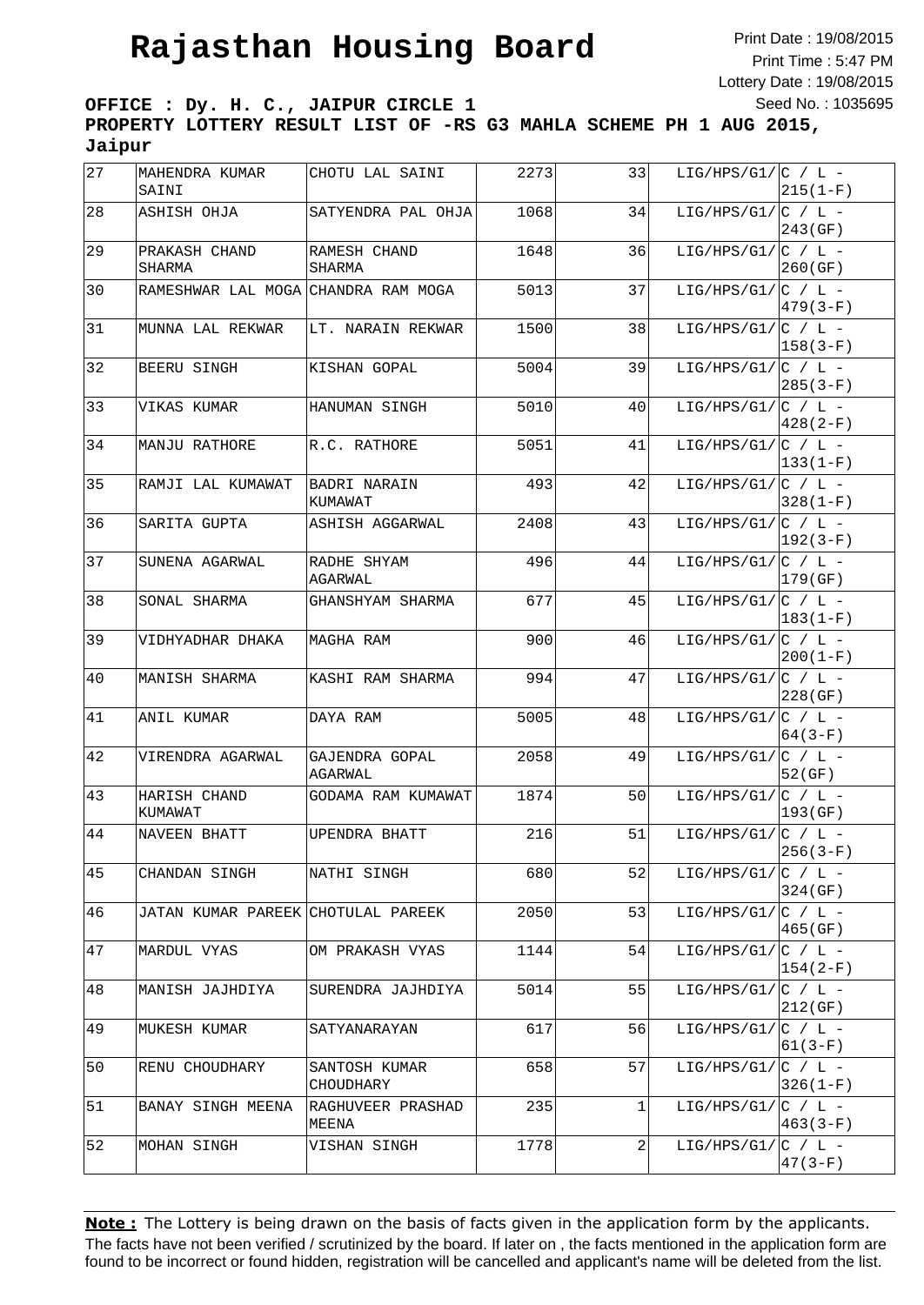# Rajasthan Housing Board

Print Date : 19/08/2015
Print Time : 5:47 PM
Lottery Date : 19/08/2015
Seed No. : 1035695

**OFFICE : Dy. H. C., JAIPUR CIRCLE 1**
**PROPERTY LOTTERY RESULT LIST OF -RS G3 MAHLA SCHEME PH 1 AUG 2015, Jaipur**

| | | | | | | |
|---|---|---|---|---|---|---|
| 27 | MAHENDRA KUMAR SAINI | CHOTU LAL SAINI | 2273 | 33 | LIG/HPS/G1/ | C / L - 215(1-F) |
| 28 | ASHISH OHJA | SATYENDRA PAL OHJA | 1068 | 34 | LIG/HPS/G1/ | C / L - 243(GF) |
| 29 | PRAKASH CHAND SHARMA | RAMESH CHAND SHARMA | 1648 | 36 | LIG/HPS/G1/ | C / L - 260(GF) |
| 30 | RAMESHWAR LAL MOGA | CHANDRA RAM MOGA | 5013 | 37 | LIG/HPS/G1/ | C / L - 479(3-F) |
| 31 | MUNNA LAL REKWAR | LT. NARAIN REKWAR | 1500 | 38 | LIG/HPS/G1/ | C / L - 158(3-F) |
| 32 | BEERU SINGH | KISHAN GOPAL | 5004 | 39 | LIG/HPS/G1/ | C / L - 285(3-F) |
| 33 | VIKAS KUMAR | HANUMAN SINGH | 5010 | 40 | LIG/HPS/G1/ | C / L - 428(2-F) |
| 34 | MANJU RATHORE | R.C. RATHORE | 5051 | 41 | LIG/HPS/G1/ | C / L - 133(1-F) |
| 35 | RAMJI LAL KUMAWAT | BADRI NARAIN KUMAWAT | 493 | 42 | LIG/HPS/G1/ | C / L - 328(1-F) |
| 36 | SARITA GUPTA | ASHISH AGGARWAL | 2408 | 43 | LIG/HPS/G1/ | C / L - 192(3-F) |
| 37 | SUNENA AGARWAL | RADHE SHYAM AGARWAL | 496 | 44 | LIG/HPS/G1/ | C / L - 179(GF) |
| 38 | SONAL SHARMA | GHANSHYAM SHARMA | 677 | 45 | LIG/HPS/G1/ | C / L - 183(1-F) |
| 39 | VIDHYADHAR DHAKA | MAGHA RAM | 900 | 46 | LIG/HPS/G1/ | C / L - 200(1-F) |
| 40 | MANISH SHARMA | KASHI RAM SHARMA | 994 | 47 | LIG/HPS/G1/ | C / L - 228(GF) |
| 41 | ANIL KUMAR | DAYA RAM | 5005 | 48 | LIG/HPS/G1/ | C / L - 64(3-F) |
| 42 | VIRENDRA AGARWAL | GAJENDRA GOPAL AGARWAL | 2058 | 49 | LIG/HPS/G1/ | C / L - 52(GF) |
| 43 | HARISH CHAND KUMAWAT | GODAMA RAM KUMAWAT | 1874 | 50 | LIG/HPS/G1/ | C / L - 193(GF) |
| 44 | NAVEEN BHATT | UPENDRA BHATT | 216 | 51 | LIG/HPS/G1/ | C / L - 256(3-F) |
| 45 | CHANDAN SINGH | NATHI SINGH | 680 | 52 | LIG/HPS/G1/ | C / L - 324(GF) |
| 46 | JATAN KUMAR PAREEK | CHOTULAL PAREEK | 2050 | 53 | LIG/HPS/G1/ | C / L - 465(GF) |
| 47 | MARDUL VYAS | OM PRAKASH VYAS | 1144 | 54 | LIG/HPS/G1/ | C / L - 154(2-F) |
| 48 | MANISH JAJHDIYA | SURENDRA JAJHDIYA | 5014 | 55 | LIG/HPS/G1/ | C / L - 212(GF) |
| 49 | MUKESH KUMAR | SATYANARAYAN | 617 | 56 | LIG/HPS/G1/ | C / L - 61(3-F) |
| 50 | RENU CHOUDHARY | SANTOSH KUMAR CHOUDHARY | 658 | 57 | LIG/HPS/G1/ | C / L - 326(1-F) |
| 51 | BANAY SINGH MEENA | RAGHUVEER PRASHAD MEENA | 235 | 1 | LIG/HPS/G1/ | C / L - 463(3-F) |
| 52 | MOHAN SINGH | VISHAN SINGH | 1778 | 2 | LIG/HPS/G1/ | C / L - 47(3-F) |

**Note :** The Lottery is being drawn on the basis of facts given in the application form by the applicants. The facts have not been verified / scrutinized by the board. If later on , the facts mentioned in the application form are found to be incorrect or found hidden, registration will be cancelled and applicant's name will be deleted from the list.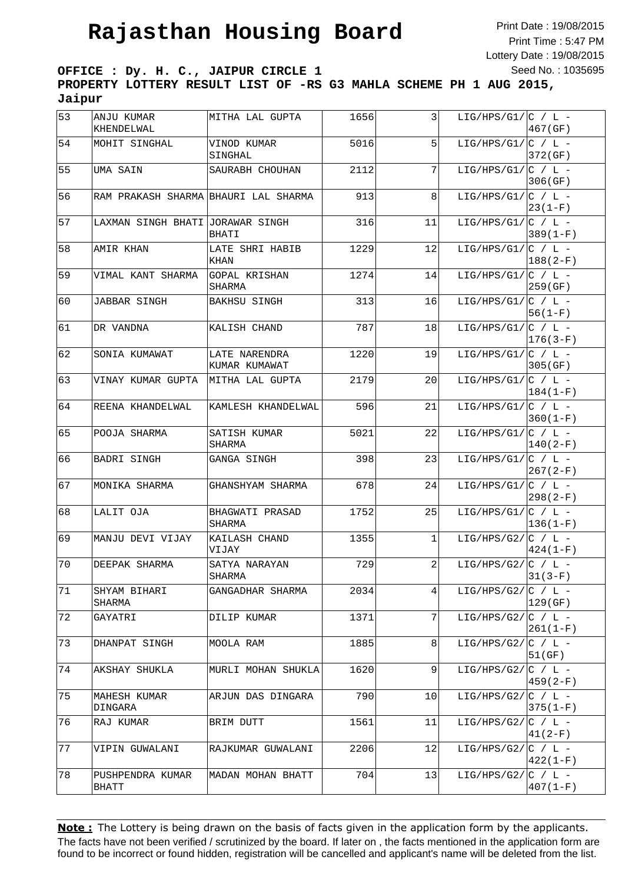# Rajasthan Housing Board

Print Date : 19/08/2015
Print Time : 5:47 PM
Lottery Date : 19/08/2015
Seed No. : 1035695

**OFFICE : Dy. H. C., JAIPUR CIRCLE 1**
**PROPERTY LOTTERY RESULT LIST OF -RS G3 MAHLA SCHEME PH 1 AUG 2015, Jaipur**

| | | | | | | |
|---|---|---|---|---|---|---|
| 53 | ANJU KUMAR KHENDELWAL | MITHA LAL GUPTA | 1656 | 3 | LIG/HPS/G1/ | C / L - 467(GF) |
| 54 | MOHIT SINGHAL | VINOD KUMAR SINGHAL | 5016 | 5 | LIG/HPS/G1/ | C / L - 372(GF) |
| 55 | UMA SAIN | SAURABH CHOUHAN | 2112 | 7 | LIG/HPS/G1/ | C / L - 306(GF) |
| 56 | RAM PRAKASH SHARMA | BHAURI LAL SHARMA | 913 | 8 | LIG/HPS/G1/ | C / L - 23(1-F) |
| 57 | LAXMAN SINGH BHATI | JORAWAR SINGH BHATI | 316 | 11 | LIG/HPS/G1/ | C / L - 389(1-F) |
| 58 | AMIR KHAN | LATE SHRI HABIB KHAN | 1229 | 12 | LIG/HPS/G1/ | C / L - 188(2-F) |
| 59 | VIMAL KANT SHARMA | GOPAL KRISHAN SHARMA | 1274 | 14 | LIG/HPS/G1/ | C / L - 259(GF) |
| 60 | JABBAR SINGH | BAKHSU SINGH | 313 | 16 | LIG/HPS/G1/ | C / L - 56(1-F) |
| 61 | DR VANDNA | KALISH CHAND | 787 | 18 | LIG/HPS/G1/ | C / L - 176(3-F) |
| 62 | SONIA KUMAWAT | LATE NARENDRA KUMAR KUMAWAT | 1220 | 19 | LIG/HPS/G1/ | C / L - 305(GF) |
| 63 | VINAY KUMAR GUPTA | MITHA LAL GUPTA | 2179 | 20 | LIG/HPS/G1/ | C / L - 184(1-F) |
| 64 | REENA KHANDELWAL | KAMLESH KHANDELWAL | 596 | 21 | LIG/HPS/G1/ | C / L - 360(1-F) |
| 65 | POOJA SHARMA | SATISH KUMAR SHARMA | 5021 | 22 | LIG/HPS/G1/ | C / L - 140(2-F) |
| 66 | BADRI SINGH | GANGA SINGH | 398 | 23 | LIG/HPS/G1/ | C / L - 267(2-F) |
| 67 | MONIKA SHARMA | GHANSHYAM SHARMA | 678 | 24 | LIG/HPS/G1/ | C / L - 298(2-F) |
| 68 | LALIT OJA | BHAGWATI PRASAD SHARMA | 1752 | 25 | LIG/HPS/G1/ | C / L - 136(1-F) |
| 69 | MANJU DEVI VIJAY | KAILASH CHAND VIJAY | 1355 | 1 | LIG/HPS/G2/ | C / L - 424(1-F) |
| 70 | DEEPAK SHARMA | SATYA NARAYAN SHARMA | 729 | 2 | LIG/HPS/G2/ | C / L - 31(3-F) |
| 71 | SHYAM BIHARI SHARMA | GANGADHAR SHARMA | 2034 | 4 | LIG/HPS/G2/ | C / L - 129(GF) |
| 72 | GAYATRI | DILIP KUMAR | 1371 | 7 | LIG/HPS/G2/ | C / L - 261(1-F) |
| 73 | DHANPAT SINGH | MOOLA RAM | 1885 | 8 | LIG/HPS/G2/ | C / L - 51(GF) |
| 74 | AKSHAY SHUKLA | MURLI MOHAN SHUKLA | 1620 | 9 | LIG/HPS/G2/ | C / L - 459(2-F) |
| 75 | MAHESH KUMAR DINGARA | ARJUN DAS DINGARA | 790 | 10 | LIG/HPS/G2/ | C / L - 375(1-F) |
| 76 | RAJ KUMAR | BRIM DUTT | 1561 | 11 | LIG/HPS/G2/ | C / L - 41(2-F) |
| 77 | VIPIN GUWALANI | RAJKUMAR GUWALANI | 2206 | 12 | LIG/HPS/G2/ | C / L - 422(1-F) |
| 78 | PUSHPENDRA KUMAR BHATT | MADAN MOHAN BHATT | 704 | 13 | LIG/HPS/G2/ | C / L - 407(1-F) |

**Note :** The Lottery is being drawn on the basis of facts given in the application form by the applicants. The facts have not been verified / scrutinized by the board. If later on , the facts mentioned in the application form are found to be incorrect or found hidden, registration will be cancelled and applicant's name will be deleted from the list.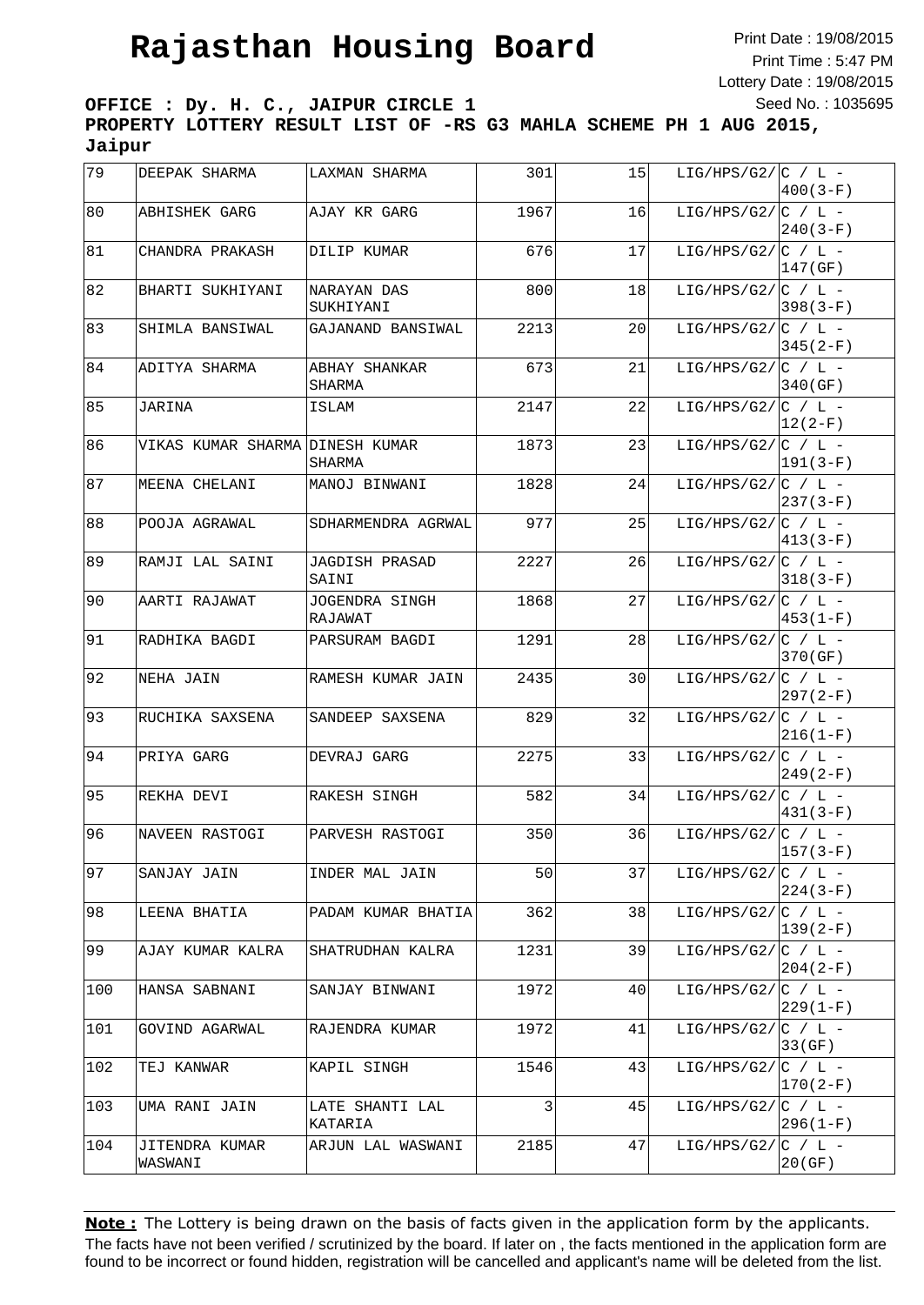# Rajasthan Housing Board

Print Date : 19/08/2015
Print Time : 5:47 PM
Lottery Date : 19/08/2015
Seed No. : 1035695

**OFFICE : Dy. H. C., JAIPUR CIRCLE 1**
**PROPERTY LOTTERY RESULT LIST OF -RS G3 MAHLA SCHEME PH 1 AUG 2015, Jaipur**

| | | | | | | |
|---|---|---|---|---|---|---|
| 79 | DEEPAK SHARMA | LAXMAN SHARMA | 301 | 15 | LIG/HPS/G2/ | C / L - 400(3-F) |
| 80 | ABHISHEK GARG | AJAY KR GARG | 1967 | 16 | LIG/HPS/G2/ | C / L - 240(3-F) |
| 81 | CHANDRA PRAKASH | DILIP KUMAR | 676 | 17 | LIG/HPS/G2/ | C / L - 147(GF) |
| 82 | BHARTI SUKHIYANI | NARAYAN DAS SUKHIYANI | 800 | 18 | LIG/HPS/G2/ | C / L - 398(3-F) |
| 83 | SHIMLA BANSIWAL | GAJANAND BANSIWAL | 2213 | 20 | LIG/HPS/G2/ | C / L - 345(2-F) |
| 84 | ADITYA SHARMA | ABHAY SHANKAR SHARMA | 673 | 21 | LIG/HPS/G2/ | C / L - 340(GF) |
| 85 | JARINA | ISLAM | 2147 | 22 | LIG/HPS/G2/ | C / L - 12(2-F) |
| 86 | VIKAS KUMAR SHARMA | DINESH KUMAR SHARMA | 1873 | 23 | LIG/HPS/G2/ | C / L - 191(3-F) |
| 87 | MEENA CHELANI | MANOJ BINWANI | 1828 | 24 | LIG/HPS/G2/ | C / L - 237(3-F) |
| 88 | POOJA AGRAWAL | SDHARMENDRA AGRWAL | 977 | 25 | LIG/HPS/G2/ | C / L - 413(3-F) |
| 89 | RAMJI LAL SAINI | JAGDISH PRASAD SAINI | 2227 | 26 | LIG/HPS/G2/ | C / L - 318(3-F) |
| 90 | AARTI RAJAWAT | JOGENDRA SINGH RAJAWAT | 1868 | 27 | LIG/HPS/G2/ | C / L - 453(1-F) |
| 91 | RADHIKA BAGDI | PARSURAM BAGDI | 1291 | 28 | LIG/HPS/G2/ | C / L - 370(GF) |
| 92 | NEHA JAIN | RAMESH KUMAR JAIN | 2435 | 30 | LIG/HPS/G2/ | C / L - 297(2-F) |
| 93 | RUCHIKA SAXSENA | SANDEEP SAXSENA | 829 | 32 | LIG/HPS/G2/ | C / L - 216(1-F) |
| 94 | PRIYA GARG | DEVRAJ GARG | 2275 | 33 | LIG/HPS/G2/ | C / L - 249(2-F) |
| 95 | REKHA DEVI | RAKESH SINGH | 582 | 34 | LIG/HPS/G2/ | C / L - 431(3-F) |
| 96 | NAVEEN RASTOGI | PARVESH RASTOGI | 350 | 36 | LIG/HPS/G2/ | C / L - 157(3-F) |
| 97 | SANJAY JAIN | INDER MAL JAIN | 50 | 37 | LIG/HPS/G2/ | C / L - 224(3-F) |
| 98 | LEENA BHATIA | PADAM KUMAR BHATIA | 362 | 38 | LIG/HPS/G2/ | C / L - 139(2-F) |
| 99 | AJAY KUMAR KALRA | SHATRUDHAN KALRA | 1231 | 39 | LIG/HPS/G2/ | C / L - 204(2-F) |
| 100 | HANSA SABNANI | SANJAY BINWANI | 1972 | 40 | LIG/HPS/G2/ | C / L - 229(1-F) |
| 101 | GOVIND AGARWAL | RAJENDRA KUMAR | 1972 | 41 | LIG/HPS/G2/ | C / L - 33(GF) |
| 102 | TEJ KANWAR | KAPIL SINGH | 1546 | 43 | LIG/HPS/G2/ | C / L - 170(2-F) |
| 103 | UMA RANI JAIN | LATE SHANTI LAL KATARIA | 3 | 45 | LIG/HPS/G2/ | C / L - 296(1-F) |
| 104 | JITENDRA KUMAR WASWANI | ARJUN LAL WASWANI | 2185 | 47 | LIG/HPS/G2/ | C / L - 20(GF) |

**Note :** The Lottery is being drawn on the basis of facts given in the application form by the applicants. The facts have not been verified / scrutinized by the board. If later on , the facts mentioned in the application form are found to be incorrect or found hidden, registration will be cancelled and applicant's name will be deleted from the list.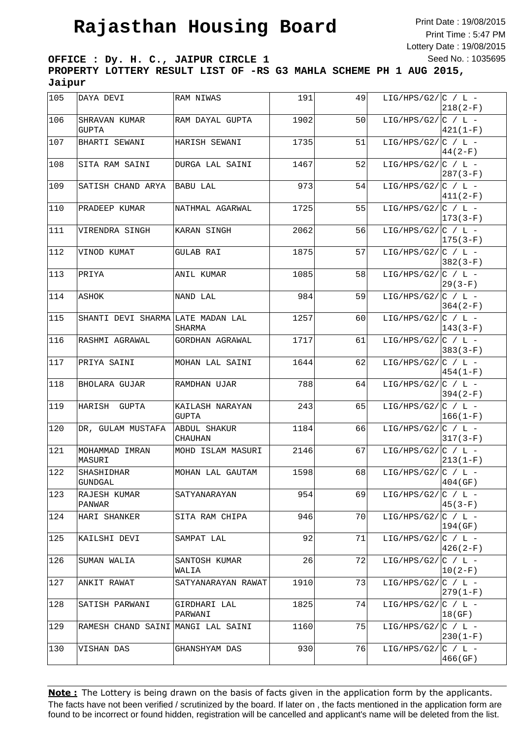# Rajasthan Housing Board

Print Date : 19/08/2015
Print Time : 5:47 PM
Lottery Date : 19/08/2015
Seed No. : 1035695

**OFFICE : Dy. H. C., JAIPUR CIRCLE 1**
**PROPERTY LOTTERY RESULT LIST OF -RS G3 MAHLA SCHEME PH 1 AUG 2015, Jaipur**

| | | | | | | |
|---|---|---|---|---|---|---|
| 105 | DAYA DEVI | RAM NIWAS | 191 | 49 | LIG/HPS/G2/ | C / L - 218(2-F) |
| 106 | SHRAVAN KUMAR GUPTA | RAM DAYAL GUPTA | 1902 | 50 | LIG/HPS/G2/ | C / L - 421(1-F) |
| 107 | BHARTI SEWANI | HARISH SEWANI | 1735 | 51 | LIG/HPS/G2/ | C / L - 44(2-F) |
| 108 | SITA RAM SAINI | DURGA LAL SAINI | 1467 | 52 | LIG/HPS/G2/ | C / L - 287(3-F) |
| 109 | SATISH CHAND ARYA | BABU LAL | 973 | 54 | LIG/HPS/G2/ | C / L - 411(2-F) |
| 110 | PRADEEP KUMAR | NATHMAL AGARWAL | 1725 | 55 | LIG/HPS/G2/ | C / L - 173(3-F) |
| 111 | VIRENDRA SINGH | KARAN SINGH | 2062 | 56 | LIG/HPS/G2/ | C / L - 175(3-F) |
| 112 | VINOD KUMAT | GULAB RAI | 1875 | 57 | LIG/HPS/G2/ | C / L - 382(3-F) |
| 113 | PRIYA | ANIL KUMAR | 1085 | 58 | LIG/HPS/G2/ | C / L - 29(3-F) |
| 114 | ASHOK | NAND LAL | 984 | 59 | LIG/HPS/G2/ | C / L - 364(2-F) |
| 115 | SHANTI DEVI SHARMA | LATE MADAN LAL SHARMA | 1257 | 60 | LIG/HPS/G2/ | C / L - 143(3-F) |
| 116 | RASHMI AGRAWAL | GORDHAN AGRAWAL | 1717 | 61 | LIG/HPS/G2/ | C / L - 383(3-F) |
| 117 | PRIYA SAINI | MOHAN LAL SAINI | 1644 | 62 | LIG/HPS/G2/ | C / L - 454(1-F) |
| 118 | BHOLARA GUJAR | RAMDHAN UJAR | 788 | 64 | LIG/HPS/G2/ | C / L - 394(2-F) |
| 119 | HARISH GUPTA | KAILASH NARAYAN GUPTA | 243 | 65 | LIG/HPS/G2/ | C / L - 166(1-F) |
| 120 | DR, GULAM MUSTAFA | ABDUL SHAKUR CHAUHAN | 1184 | 66 | LIG/HPS/G2/ | C / L - 317(3-F) |
| 121 | MOHAMMAD IMRAN MASURI | MOHD ISLAM MASURI | 2146 | 67 | LIG/HPS/G2/ | C / L - 213(1-F) |
| 122 | SHASHIDHAR GUNDGAL | MOHAN LAL GAUTAM | 1598 | 68 | LIG/HPS/G2/ | C / L - 404(GF) |
| 123 | RAJESH KUMAR PANWAR | SATYANARAYAN | 954 | 69 | LIG/HPS/G2/ | C / L - 45(3-F) |
| 124 | HARI SHANKER | SITA RAM CHIPA | 946 | 70 | LIG/HPS/G2/ | C / L - 194(GF) |
| 125 | KAILSHI DEVI | SAMPAT LAL | 92 | 71 | LIG/HPS/G2/ | C / L - 426(2-F) |
| 126 | SUMAN WALIA | SANTOSH KUMAR WALIA | 26 | 72 | LIG/HPS/G2/ | C / L - 10(2-F) |
| 127 | ANKIT RAWAT | SATYANARAYAN RAWAT | 1910 | 73 | LIG/HPS/G2/ | C / L - 279(1-F) |
| 128 | SATISH PARWANI | GIRDHARI LAL PARWANI | 1825 | 74 | LIG/HPS/G2/ | C / L - 18(GF) |
| 129 | RAMESH CHAND SAINI | MANGI LAL SAINI | 1160 | 75 | LIG/HPS/G2/ | C / L - 230(1-F) |
| 130 | VISHAN DAS | GHANSHYAM DAS | 930 | 76 | LIG/HPS/G2/ | C / L - 466(GF) |

**Note :** The Lottery is being drawn on the basis of facts given in the application form by the applicants. The facts have not been verified / scrutinized by the board. If later on , the facts mentioned in the application form are found to be incorrect or found hidden, registration will be cancelled and applicant's name will be deleted from the list.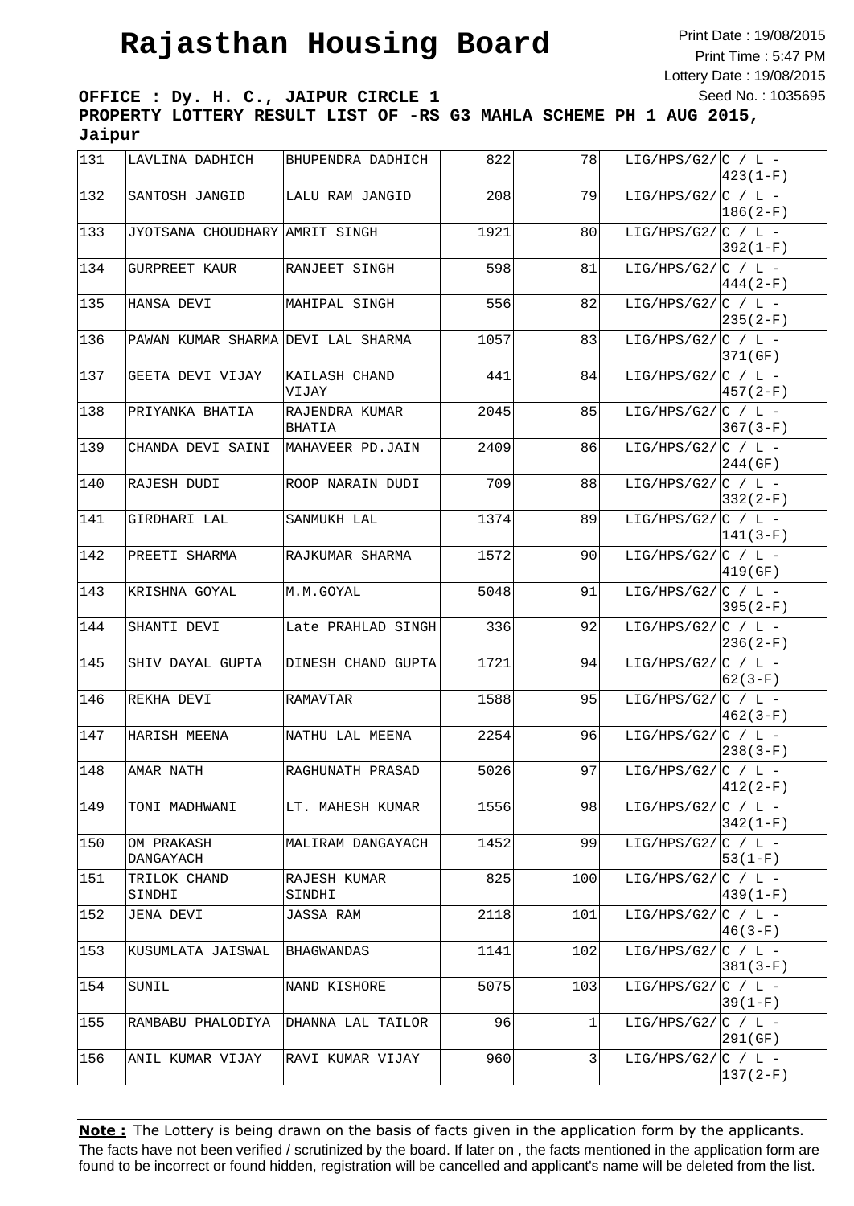# Rajasthan Housing Board

Print Date : 19/08/2015
Print Time : 5:47 PM
Lottery Date : 19/08/2015
Seed No. : 1035695

**OFFICE : Dy. H. C., JAIPUR CIRCLE 1**
**PROPERTY LOTTERY RESULT LIST OF -RS G3 MAHLA SCHEME PH 1 AUG 2015, Jaipur**

| | | | | | | |
|---|---|---|---|---|---|---|
| 131 | LAVLINA DADHICH | BHUPENDRA DADHICH | 822 | 78 | LIG/HPS/G2/ | C / L - 423(1-F) |
| 132 | SANTOSH JANGID | LALU RAM JANGID | 208 | 79 | LIG/HPS/G2/ | C / L - 186(2-F) |
| 133 | JYOTSANA CHOUDHARY | AMRIT SINGH | 1921 | 80 | LIG/HPS/G2/ | C / L - 392(1-F) |
| 134 | GURPREET KAUR | RANJEET SINGH | 598 | 81 | LIG/HPS/G2/ | C / L - 444(2-F) |
| 135 | HANSA DEVI | MAHIPAL SINGH | 556 | 82 | LIG/HPS/G2/ | C / L - 235(2-F) |
| 136 | PAWAN KUMAR SHARMA | DEVI LAL SHARMA | 1057 | 83 | LIG/HPS/G2/ | C / L - 371(GF) |
| 137 | GEETA DEVI VIJAY | KAILASH CHAND VIJAY | 441 | 84 | LIG/HPS/G2/ | C / L - 457(2-F) |
| 138 | PRIYANKA BHATIA | RAJENDRA KUMAR BHATIA | 2045 | 85 | LIG/HPS/G2/ | C / L - 367(3-F) |
| 139 | CHANDA DEVI SAINI | MAHAVEER PD.JAIN | 2409 | 86 | LIG/HPS/G2/ | C / L - 244(GF) |
| 140 | RAJESH DUDI | ROOP NARAIN DUDI | 709 | 88 | LIG/HPS/G2/ | C / L - 332(2-F) |
| 141 | GIRDHARI LAL | SANMUKH LAL | 1374 | 89 | LIG/HPS/G2/ | C / L - 141(3-F) |
| 142 | PREETI SHARMA | RAJKUMAR SHARMA | 1572 | 90 | LIG/HPS/G2/ | C / L - 419(GF) |
| 143 | KRISHNA GOYAL | M.M.GOYAL | 5048 | 91 | LIG/HPS/G2/ | C / L - 395(2-F) |
| 144 | SHANTI DEVI | Late PRAHLAD SINGH | 336 | 92 | LIG/HPS/G2/ | C / L - 236(2-F) |
| 145 | SHIV DAYAL GUPTA | DINESH CHAND GUPTA | 1721 | 94 | LIG/HPS/G2/ | C / L - 62(3-F) |
| 146 | REKHA DEVI | RAMAVTAR | 1588 | 95 | LIG/HPS/G2/ | C / L - 462(3-F) |
| 147 | HARISH MEENA | NATHU LAL MEENA | 2254 | 96 | LIG/HPS/G2/ | C / L - 238(3-F) |
| 148 | AMAR NATH | RAGHUNATH PRASAD | 5026 | 97 | LIG/HPS/G2/ | C / L - 412(2-F) |
| 149 | TONI MADHWANI | LT. MAHESH KUMAR | 1556 | 98 | LIG/HPS/G2/ | C / L - 342(1-F) |
| 150 | OM PRAKASH DANGAYACH | MALIRAM DANGAYACH | 1452 | 99 | LIG/HPS/G2/ | C / L - 53(1-F) |
| 151 | TRILOK CHAND SINDHI | RAJESH KUMAR SINDHI | 825 | 100 | LIG/HPS/G2/ | C / L - 439(1-F) |
| 152 | JENA DEVI | JASSA RAM | 2118 | 101 | LIG/HPS/G2/ | C / L - 46(3-F) |
| 153 | KUSUMLATA JAISWAL | BHAGWANDAS | 1141 | 102 | LIG/HPS/G2/ | C / L - 381(3-F) |
| 154 | SUNIL | NAND KISHORE | 5075 | 103 | LIG/HPS/G2/ | C / L - 39(1-F) |
| 155 | RAMBABU PHALODIYA | DHANNA LAL TAILOR | 96 | 1 | LIG/HPS/G2/ | C / L - 291(GF) |
| 156 | ANIL KUMAR VIJAY | RAVI KUMAR VIJAY | 960 | 3 | LIG/HPS/G2/ | C / L - 137(2-F) |

**Note :** The Lottery is being drawn on the basis of facts given in the application form by the applicants. The facts have not been verified / scrutinized by the board. If later on , the facts mentioned in the application form are found to be incorrect or found hidden, registration will be cancelled and applicant's name will be deleted from the list.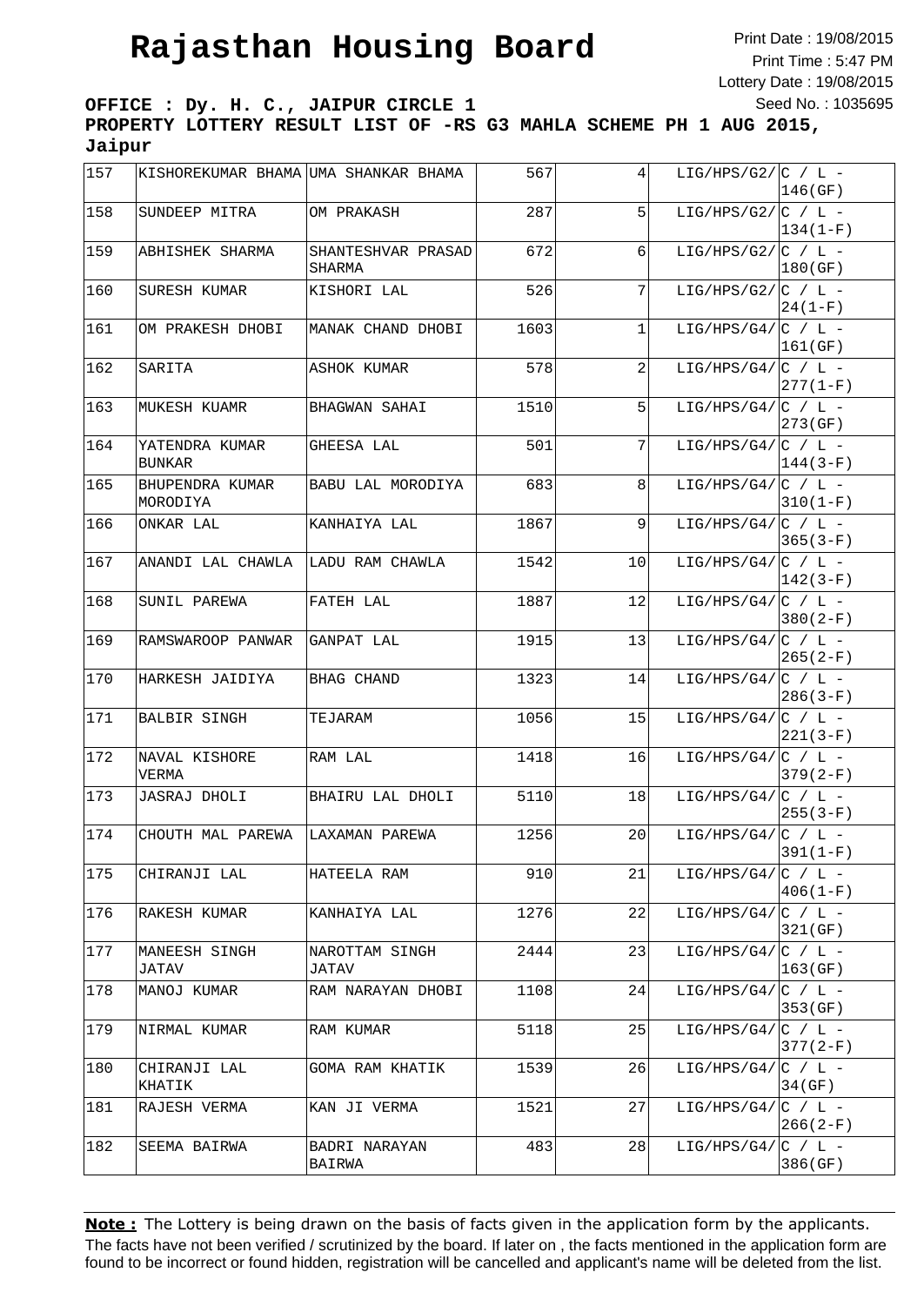# Rajasthan Housing Board

Print Date : 19/08/2015
Print Time : 5:47 PM
Lottery Date : 19/08/2015
Seed No. : 1035695

**OFFICE : Dy. H. C., JAIPUR CIRCLE 1**
**PROPERTY LOTTERY RESULT LIST OF -RS G3 MAHLA SCHEME PH 1 AUG 2015, Jaipur**

| | | | | | | |
|---|---|---|---|---|---|---|
| 157 | KISHOREKUMAR BHAMA | UMA SHANKAR BHAMA | 567 | 4 | LIG/HPS/G2/ | C / L - 146(GF) |
| 158 | SUNDEEP MITRA | OM PRAKASH | 287 | 5 | LIG/HPS/G2/ | C / L - 134(1-F) |
| 159 | ABHISHEK SHARMA | SHANTESHVAR PRASAD SHARMA | 672 | 6 | LIG/HPS/G2/ | C / L - 180(GF) |
| 160 | SURESH KUMAR | KISHORI LAL | 526 | 7 | LIG/HPS/G2/ | C / L - 24(1-F) |
| 161 | OM PRAKESH DHOBI | MANAK CHAND DHOBI | 1603 | 1 | LIG/HPS/G4/ | C / L - 161(GF) |
| 162 | SARITA | ASHOK KUMAR | 578 | 2 | LIG/HPS/G4/ | C / L - 277(1-F) |
| 163 | MUKESH KUAMR | BHAGWAN SAHAI | 1510 | 5 | LIG/HPS/G4/ | C / L - 273(GF) |
| 164 | YATENDRA KUMAR BUNKAR | GHEESA LAL | 501 | 7 | LIG/HPS/G4/ | C / L - 144(3-F) |
| 165 | BHUPENDRA KUMAR MORODIYA | BABU LAL MORODIYA | 683 | 8 | LIG/HPS/G4/ | C / L - 310(1-F) |
| 166 | ONKAR LAL | KANHAIYA LAL | 1867 | 9 | LIG/HPS/G4/ | C / L - 365(3-F) |
| 167 | ANANDI LAL CHAWLA | LADU RAM CHAWLA | 1542 | 10 | LIG/HPS/G4/ | C / L - 142(3-F) |
| 168 | SUNIL PAREWA | FATEH LAL | 1887 | 12 | LIG/HPS/G4/ | C / L - 380(2-F) |
| 169 | RAMSWAROOP PANWAR | GANPAT LAL | 1915 | 13 | LIG/HPS/G4/ | C / L - 265(2-F) |
| 170 | HARKESH JAIDIYA | BHAG CHAND | 1323 | 14 | LIG/HPS/G4/ | C / L - 286(3-F) |
| 171 | BALBIR SINGH | TEJARAM | 1056 | 15 | LIG/HPS/G4/ | C / L - 221(3-F) |
| 172 | NAVAL KISHORE VERMA | RAM LAL | 1418 | 16 | LIG/HPS/G4/ | C / L - 379(2-F) |
| 173 | JASRAJ DHOLI | BHAIRU LAL DHOLI | 5110 | 18 | LIG/HPS/G4/ | C / L - 255(3-F) |
| 174 | CHOUTH MAL PAREWA | LAXAMAN PAREWA | 1256 | 20 | LIG/HPS/G4/ | C / L - 391(1-F) |
| 175 | CHIRANJI LAL | HATEELA RAM | 910 | 21 | LIG/HPS/G4/ | C / L - 406(1-F) |
| 176 | RAKESH KUMAR | KANHAIYA LAL | 1276 | 22 | LIG/HPS/G4/ | C / L - 321(GF) |
| 177 | MANEESH SINGH JATAV | NAROTTAM SINGH JATAV | 2444 | 23 | LIG/HPS/G4/ | C / L - 163(GF) |
| 178 | MANOJ KUMAR | RAM NARAYAN DHOBI | 1108 | 24 | LIG/HPS/G4/ | C / L - 353(GF) |
| 179 | NIRMAL KUMAR | RAM KUMAR | 5118 | 25 | LIG/HPS/G4/ | C / L - 377(2-F) |
| 180 | CHIRANJI LAL KHATIK | GOMA RAM KHATIK | 1539 | 26 | LIG/HPS/G4/ | C / L - 34(GF) |
| 181 | RAJESH VERMA | KAN JI VERMA | 1521 | 27 | LIG/HPS/G4/ | C / L - 266(2-F) |
| 182 | SEEMA BAIRWA | BADRI NARAYAN BAIRWA | 483 | 28 | LIG/HPS/G4/ | C / L - 386(GF) |

**Note :** The Lottery is being drawn on the basis of facts given in the application form by the applicants. The facts have not been verified / scrutinized by the board. If later on , the facts mentioned in the application form are found to be incorrect or found hidden, registration will be cancelled and applicant's name will be deleted from the list.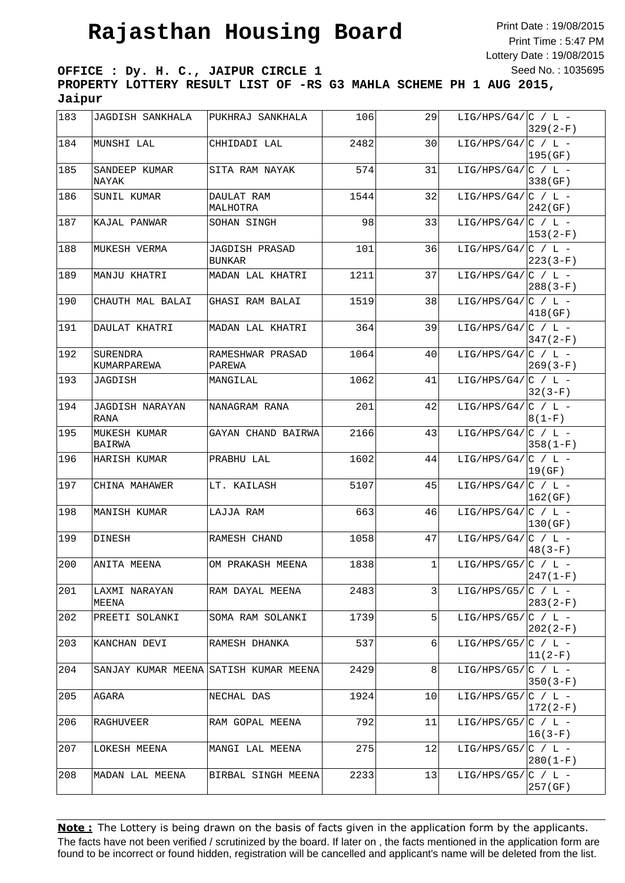# Rajasthan Housing Board

Print Date : 19/08/2015
Print Time : 5:47 PM
Lottery Date : 19/08/2015
Seed No. : 1035695

**OFFICE : Dy. H. C., JAIPUR CIRCLE 1**
**PROPERTY LOTTERY RESULT LIST OF -RS G3 MAHLA SCHEME PH 1 AUG 2015, Jaipur**

| | | | | | | |
|---|---|---|---|---|---|---|
| 183 | JAGDISH SANKHALA | PUKHRAJ SANKHALA | 106 | 29 | LIG/HPS/G4/ | C / L - 329(2-F) |
| 184 | MUNSHI LAL | CHHIDADI LAL | 2482 | 30 | LIG/HPS/G4/ | C / L - 195(GF) |
| 185 | SANDEEP KUMAR NAYAK | SITA RAM NAYAK | 574 | 31 | LIG/HPS/G4/ | C / L - 338(GF) |
| 186 | SUNIL KUMAR | DAULAT RAM MALHOTRA | 1544 | 32 | LIG/HPS/G4/ | C / L - 242(GF) |
| 187 | KAJAL PANWAR | SOHAN SINGH | 98 | 33 | LIG/HPS/G4/ | C / L - 153(2-F) |
| 188 | MUKESH VERMA | JAGDISH PRASAD BUNKAR | 101 | 36 | LIG/HPS/G4/ | C / L - 223(3-F) |
| 189 | MANJU KHATRI | MADAN LAL KHATRI | 1211 | 37 | LIG/HPS/G4/ | C / L - 288(3-F) |
| 190 | CHAUTH MAL BALAI | GHASI RAM BALAI | 1519 | 38 | LIG/HPS/G4/ | C / L - 418(GF) |
| 191 | DAULAT KHATRI | MADAN LAL KHATRI | 364 | 39 | LIG/HPS/G4/ | C / L - 347(2-F) |
| 192 | SURENDRA KUMARPAREWA | RAMESHWAR PRASAD PAREWA | 1064 | 40 | LIG/HPS/G4/ | C / L - 269(3-F) |
| 193 | JAGDISH | MANGILAL | 1062 | 41 | LIG/HPS/G4/ | C / L - 32(3-F) |
| 194 | JAGDISH NARAYAN RANA | NANAGRAM RANA | 201 | 42 | LIG/HPS/G4/ | C / L - 8(1-F) |
| 195 | MUKESH KUMAR BAIRWA | GAYAN CHAND BAIRWA | 2166 | 43 | LIG/HPS/G4/ | C / L - 358(1-F) |
| 196 | HARISH KUMAR | PRABHU LAL | 1602 | 44 | LIG/HPS/G4/ | C / L - 19(GF) |
| 197 | CHINA MAHAWER | LT. KAILASH | 5107 | 45 | LIG/HPS/G4/ | C / L - 162(GF) |
| 198 | MANISH KUMAR | LAJJA RAM | 663 | 46 | LIG/HPS/G4/ | C / L - 130(GF) |
| 199 | DINESH | RAMESH CHAND | 1058 | 47 | LIG/HPS/G4/ | C / L - 48(3-F) |
| 200 | ANITA MEENA | OM PRAKASH MEENA | 1838 | 1 | LIG/HPS/G5/ | C / L - 247(1-F) |
| 201 | LAXMI NARAYAN MEENA | RAM DAYAL MEENA | 2483 | 3 | LIG/HPS/G5/ | C / L - 283(2-F) |
| 202 | PREETI SOLANKI | SOMA RAM SOLANKI | 1739 | 5 | LIG/HPS/G5/ | C / L - 202(2-F) |
| 203 | KANCHAN DEVI | RAMESH DHANKA | 537 | 6 | LIG/HPS/G5/ | C / L - 11(2-F) |
| 204 | SANJAY KUMAR MEENA | SATISH KUMAR MEENA | 2429 | 8 | LIG/HPS/G5/ | C / L - 350(3-F) |
| 205 | AGARA | NECHAL DAS | 1924 | 10 | LIG/HPS/G5/ | C / L - 172(2-F) |
| 206 | RAGHUVEER | RAM GOPAL MEENA | 792 | 11 | LIG/HPS/G5/ | C / L - 16(3-F) |
| 207 | LOKESH MEENA | MANGI LAL MEENA | 275 | 12 | LIG/HPS/G5/ | C / L - 280(1-F) |
| 208 | MADAN LAL MEENA | BIRBAL SINGH MEENA | 2233 | 13 | LIG/HPS/G5/ | C / L - 257(GF) |

**Note :** The Lottery is being drawn on the basis of facts given in the application form by the applicants. The facts have not been verified / scrutinized by the board. If later on , the facts mentioned in the application form are found to be incorrect or found hidden, registration will be cancelled and applicant's name will be deleted from the list.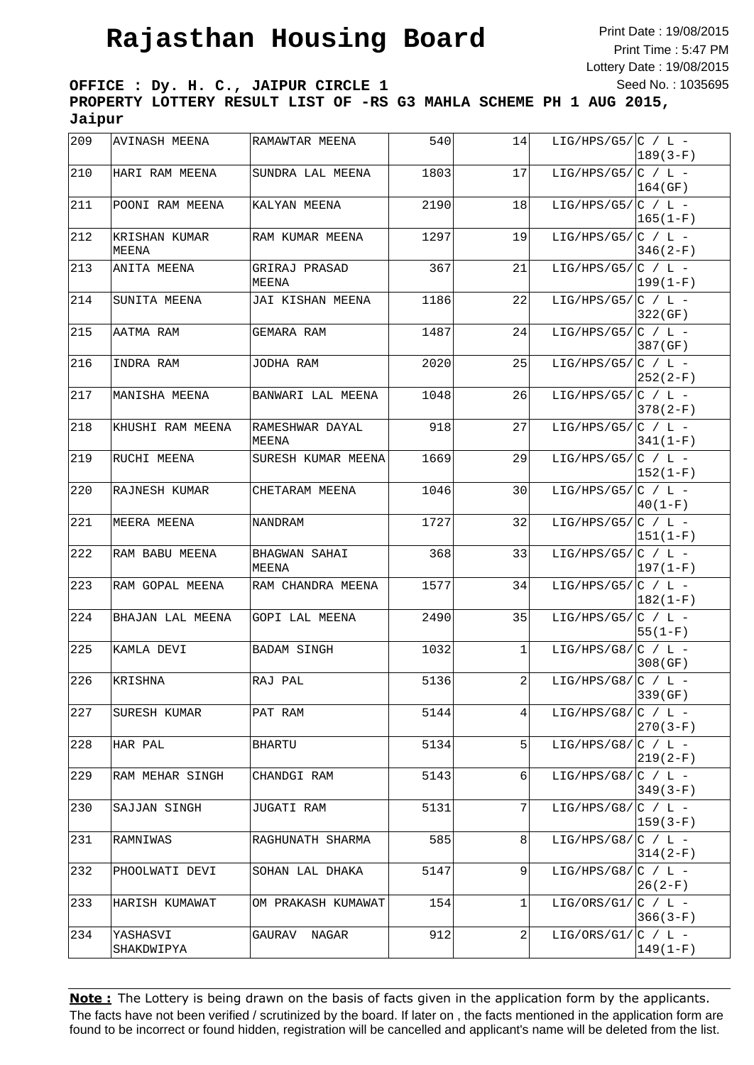# Rajasthan Housing Board

Print Date : 19/08/2015
Print Time : 5:47 PM
Lottery Date : 19/08/2015
Seed No. : 1035695

**OFFICE : Dy. H. C., JAIPUR CIRCLE 1**
**PROPERTY LOTTERY RESULT LIST OF -RS G3 MAHLA SCHEME PH 1 AUG 2015, Jaipur**

| | | | | | | |
|---|---|---|---|---|---|---|
| 209 | AVINASH MEENA | RAMAWTAR MEENA | 540 | 14 | LIG/HPS/G5/ | C / L - 189(3-F) |
| 210 | HARI RAM MEENA | SUNDRA LAL MEENA | 1803 | 17 | LIG/HPS/G5/ | C / L - 164(GF) |
| 211 | POONI RAM MEENA | KALYAN MEENA | 2190 | 18 | LIG/HPS/G5/ | C / L - 165(1-F) |
| 212 | KRISHAN KUMAR MEENA | RAM KUMAR MEENA | 1297 | 19 | LIG/HPS/G5/ | C / L - 346(2-F) |
| 213 | ANITA MEENA | GRIRAJ PRASAD MEENA | 367 | 21 | LIG/HPS/G5/ | C / L - 199(1-F) |
| 214 | SUNITA MEENA | JAI KISHAN MEENA | 1186 | 22 | LIG/HPS/G5/ | C / L - 322(GF) |
| 215 | AATMA RAM | GEMARA RAM | 1487 | 24 | LIG/HPS/G5/ | C / L - 387(GF) |
| 216 | INDRA RAM | JODHA RAM | 2020 | 25 | LIG/HPS/G5/ | C / L - 252(2-F) |
| 217 | MANISHA MEENA | BANWARI LAL MEENA | 1048 | 26 | LIG/HPS/G5/ | C / L - 378(2-F) |
| 218 | KHUSHI RAM MEENA | RAMESHWAR DAYAL MEENA | 918 | 27 | LIG/HPS/G5/ | C / L - 341(1-F) |
| 219 | RUCHI MEENA | SURESH KUMAR MEENA | 1669 | 29 | LIG/HPS/G5/ | C / L - 152(1-F) |
| 220 | RAJNESH KUMAR | CHETARAM MEENA | 1046 | 30 | LIG/HPS/G5/ | C / L - 40(1-F) |
| 221 | MEERA MEENA | NANDRAM | 1727 | 32 | LIG/HPS/G5/ | C / L - 151(1-F) |
| 222 | RAM BABU MEENA | BHAGWAN SAHAI MEENA | 368 | 33 | LIG/HPS/G5/ | C / L - 197(1-F) |
| 223 | RAM GOPAL MEENA | RAM CHANDRA MEENA | 1577 | 34 | LIG/HPS/G5/ | C / L - 182(1-F) |
| 224 | BHAJAN LAL MEENA | GOPI LAL MEENA | 2490 | 35 | LIG/HPS/G5/ | C / L - 55(1-F) |
| 225 | KAMLA DEVI | BADAM SINGH | 1032 | 1 | LIG/HPS/G8/ | C / L - 308(GF) |
| 226 | KRISHNA | RAJ PAL | 5136 | 2 | LIG/HPS/G8/ | C / L - 339(GF) |
| 227 | SURESH KUMAR | PAT RAM | 5144 | 4 | LIG/HPS/G8/ | C / L - 270(3-F) |
| 228 | HAR PAL | BHARTU | 5134 | 5 | LIG/HPS/G8/ | C / L - 219(2-F) |
| 229 | RAM MEHAR SINGH | CHANDGI RAM | 5143 | 6 | LIG/HPS/G8/ | C / L - 349(3-F) |
| 230 | SAJJAN SINGH | JUGATI RAM | 5131 | 7 | LIG/HPS/G8/ | C / L - 159(3-F) |
| 231 | RAMNIWAS | RAGHUNATH SHARMA | 585 | 8 | LIG/HPS/G8/ | C / L - 314(2-F) |
| 232 | PHOOLWATI DEVI | SOHAN LAL DHAKA | 5147 | 9 | LIG/HPS/G8/ | C / L - 26(2-F) |
| 233 | HARISH KUMAWAT | OM PRAKASH KUMAWAT | 154 | 1 | LIG/ORS/G1/ | C / L - 366(3-F) |
| 234 | YASHASVI SHAKDWIPYA | GAURAV NAGAR | 912 | 2 | LIG/ORS/G1/ | C / L - 149(1-F) |

**Note :** The Lottery is being drawn on the basis of facts given in the application form by the applicants. The facts have not been verified / scrutinized by the board. If later on , the facts mentioned in the application form are found to be incorrect or found hidden, registration will be cancelled and applicant's name will be deleted from the list.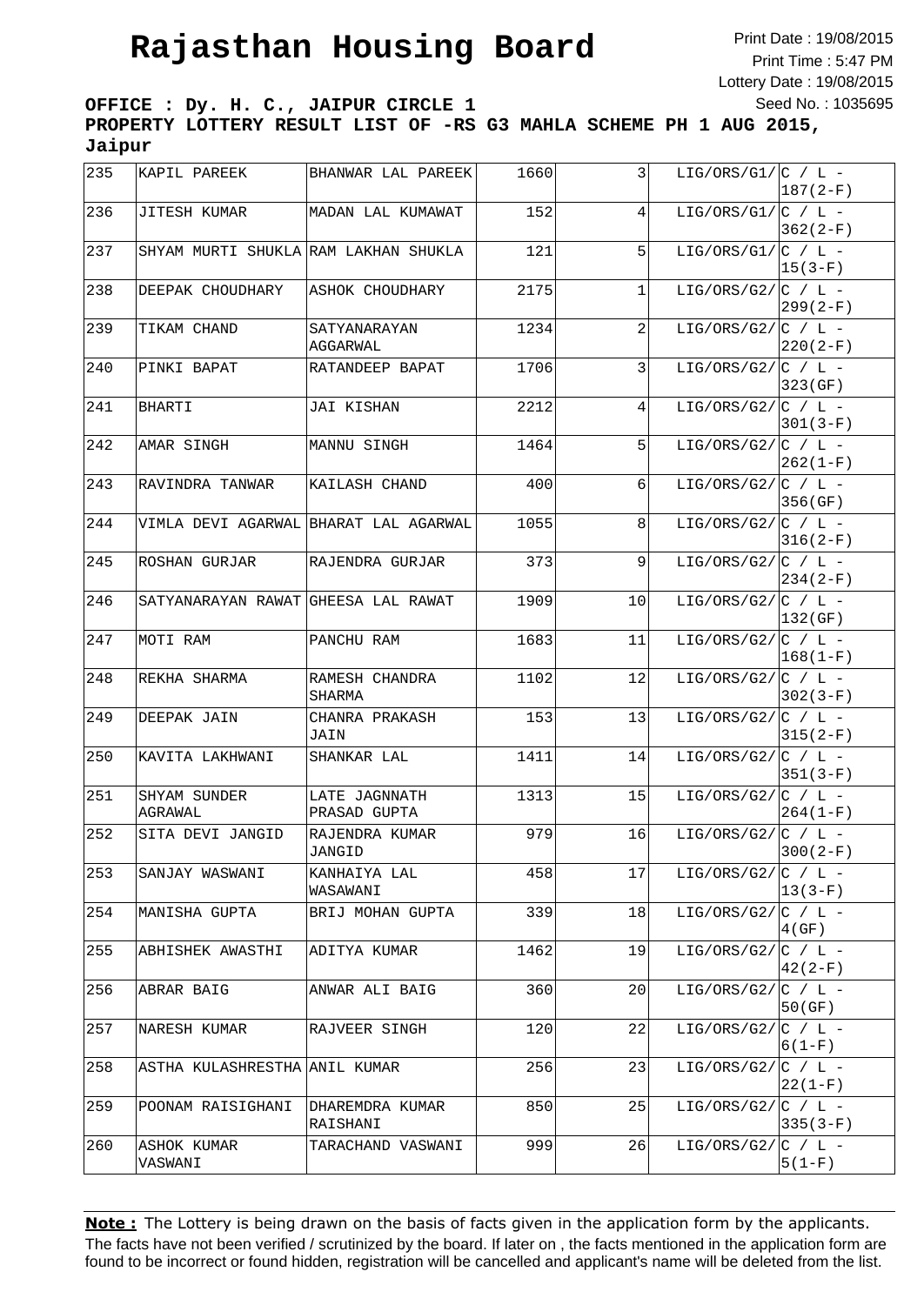# Rajasthan Housing Board

Print Date : 19/08/2015
Print Time : 5:47 PM
Lottery Date : 19/08/2015
Seed No. : 1035695

**OFFICE : Dy. H. C., JAIPUR CIRCLE 1**
**PROPERTY LOTTERY RESULT LIST OF -RS G3 MAHLA SCHEME PH 1 AUG 2015, Jaipur**

| | | | | | | |
|---|---|---|---|---|---|---|
| 235 | KAPIL PAREEK | BHANWAR LAL PAREEK | 1660 | 3 | LIG/ORS/G1/ | C / L - 187(2-F) |
| 236 | JITESH KUMAR | MADAN LAL KUMAWAT | 152 | 4 | LIG/ORS/G1/ | C / L - 362(2-F) |
| 237 | SHYAM MURTI SHUKLA | RAM LAKHAN SHUKLA | 121 | 5 | LIG/ORS/G1/ | C / L - 15(3-F) |
| 238 | DEEPAK CHOUDHARY | ASHOK CHOUDHARY | 2175 | 1 | LIG/ORS/G2/ | C / L - 299(2-F) |
| 239 | TIKAM CHAND | SATYANARAYAN AGGARWAL | 1234 | 2 | LIG/ORS/G2/ | C / L - 220(2-F) |
| 240 | PINKI BAPAT | RATANDEEP BAPAT | 1706 | 3 | LIG/ORS/G2/ | C / L - 323(GF) |
| 241 | BHARTI | JAI KISHAN | 2212 | 4 | LIG/ORS/G2/ | C / L - 301(3-F) |
| 242 | AMAR SINGH | MANNU SINGH | 1464 | 5 | LIG/ORS/G2/ | C / L - 262(1-F) |
| 243 | RAVINDRA TANWAR | KAILASH CHAND | 400 | 6 | LIG/ORS/G2/ | C / L - 356(GF) |
| 244 | VIMLA DEVI AGARWAL | BHARAT LAL AGARWAL | 1055 | 8 | LIG/ORS/G2/ | C / L - 316(2-F) |
| 245 | ROSHAN GURJAR | RAJENDRA GURJAR | 373 | 9 | LIG/ORS/G2/ | C / L - 234(2-F) |
| 246 | SATYANARAYAN RAWAT | GHEESA LAL RAWAT | 1909 | 10 | LIG/ORS/G2/ | C / L - 132(GF) |
| 247 | MOTI RAM | PANCHU RAM | 1683 | 11 | LIG/ORS/G2/ | C / L - 168(1-F) |
| 248 | REKHA SHARMA | RAMESH CHANDRA SHARMA | 1102 | 12 | LIG/ORS/G2/ | C / L - 302(3-F) |
| 249 | DEEPAK JAIN | CHANRA PRAKASH JAIN | 153 | 13 | LIG/ORS/G2/ | C / L - 315(2-F) |
| 250 | KAVITA LAKHWANI | SHANKAR LAL | 1411 | 14 | LIG/ORS/G2/ | C / L - 351(3-F) |
| 251 | SHYAM SUNDER AGRAWAL | LATE JAGNNATH PRASAD GUPTA | 1313 | 15 | LIG/ORS/G2/ | C / L - 264(1-F) |
| 252 | SITA DEVI JANGID | RAJENDRA KUMAR JANGID | 979 | 16 | LIG/ORS/G2/ | C / L - 300(2-F) |
| 253 | SANJAY WASWANI | KANHAIYA LAL WASAWANI | 458 | 17 | LIG/ORS/G2/ | C / L - 13(3-F) |
| 254 | MANISHA GUPTA | BRIJ MOHAN GUPTA | 339 | 18 | LIG/ORS/G2/ | C / L - 4(GF) |
| 255 | ABHISHEK AWASTHI | ADITYA KUMAR | 1462 | 19 | LIG/ORS/G2/ | C / L - 42(2-F) |
| 256 | ABRAR BAIG | ANWAR ALI BAIG | 360 | 20 | LIG/ORS/G2/ | C / L - 50(GF) |
| 257 | NARESH KUMAR | RAJVEER SINGH | 120 | 22 | LIG/ORS/G2/ | C / L - 6(1-F) |
| 258 | ASTHA KULASHRESTHA | ANIL KUMAR | 256 | 23 | LIG/ORS/G2/ | C / L - 22(1-F) |
| 259 | POONAM RAISIGHANI | DHAREMDRA KUMAR RAISHANI | 850 | 25 | LIG/ORS/G2/ | C / L - 335(3-F) |
| 260 | ASHOK KUMAR VASWANI | TARACHAND VASWANI | 999 | 26 | LIG/ORS/G2/ | C / L - 5(1-F) |

**Note :** The Lottery is being drawn on the basis of facts given in the application form by the applicants. The facts have not been verified / scrutinized by the board. If later on , the facts mentioned in the application form are found to be incorrect or found hidden, registration will be cancelled and applicant's name will be deleted from the list.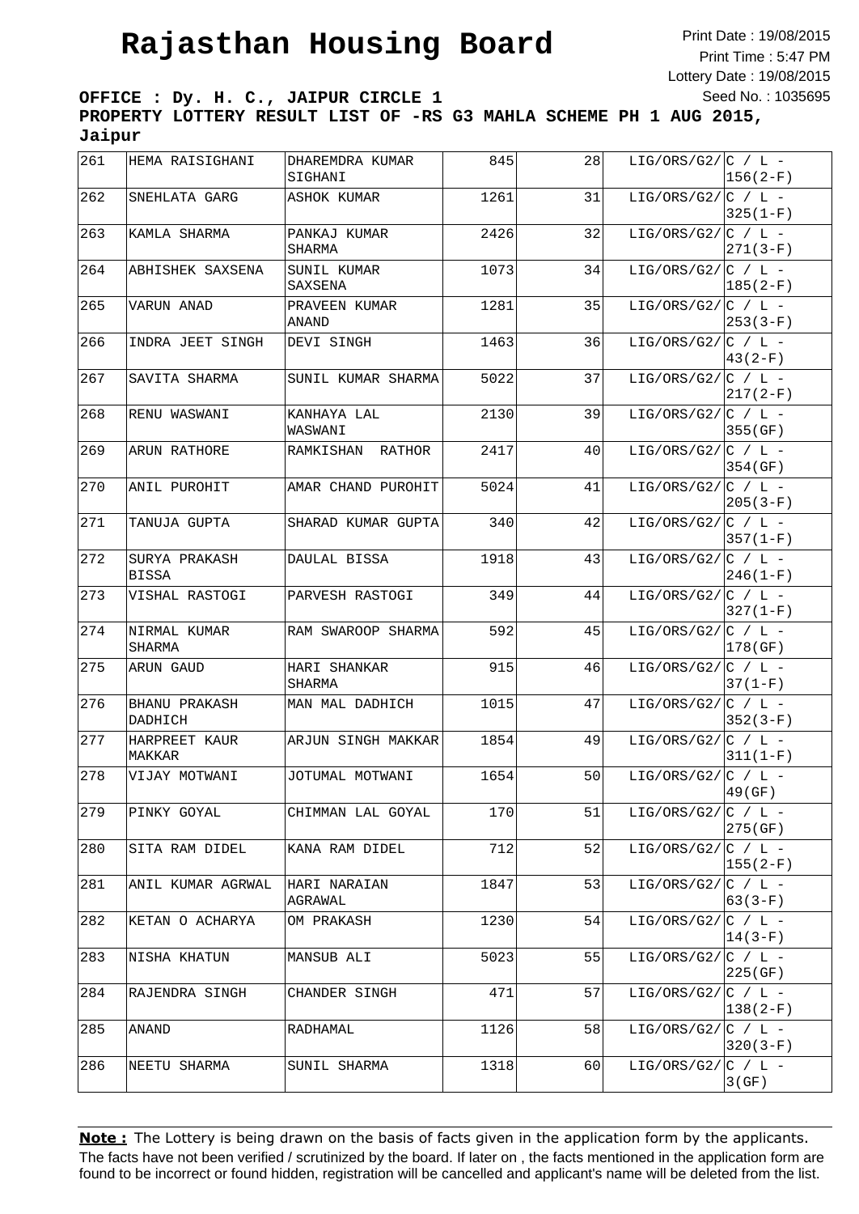# Rajasthan Housing Board

Print Date : 19/08/2015
Print Time : 5:47 PM
Lottery Date : 19/08/2015
Seed No. : 1035695

**OFFICE : Dy. H. C., JAIPUR CIRCLE 1**
**PROPERTY LOTTERY RESULT LIST OF -RS G3 MAHLA SCHEME PH 1 AUG 2015, Jaipur**

| | | | | | | |
|---|---|---|---|---|---|---|
| 261 | HEMA RAISIGHANI | DHAREMDRA KUMAR SIGHANI | 845 | 28 | LIG/ORS/G2/ | C / L - 156(2-F) |
| 262 | SNEHLATA GARG | ASHOK KUMAR | 1261 | 31 | LIG/ORS/G2/ | C / L - 325(1-F) |
| 263 | KAMLA SHARMA | PANKAJ KUMAR SHARMA | 2426 | 32 | LIG/ORS/G2/ | C / L - 271(3-F) |
| 264 | ABHISHEK SAXSENA | SUNIL KUMAR SAXSENA | 1073 | 34 | LIG/ORS/G2/ | C / L - 185(2-F) |
| 265 | VARUN ANAD | PRAVEEN KUMAR ANAND | 1281 | 35 | LIG/ORS/G2/ | C / L - 253(3-F) |
| 266 | INDRA JEET SINGH | DEVI SINGH | 1463 | 36 | LIG/ORS/G2/ | C / L - 43(2-F) |
| 267 | SAVITA SHARMA | SUNIL KUMAR SHARMA | 5022 | 37 | LIG/ORS/G2/ | C / L - 217(2-F) |
| 268 | RENU WASWANI | KANHAYA LAL WASWANI | 2130 | 39 | LIG/ORS/G2/ | C / L - 355(GF) |
| 269 | ARUN RATHORE | RAMKISHAN RATHOR | 2417 | 40 | LIG/ORS/G2/ | C / L - 354(GF) |
| 270 | ANIL PUROHIT | AMAR CHAND PUROHIT | 5024 | 41 | LIG/ORS/G2/ | C / L - 205(3-F) |
| 271 | TANUJA GUPTA | SHARAD KUMAR GUPTA | 340 | 42 | LIG/ORS/G2/ | C / L - 357(1-F) |
| 272 | SURYA PRAKASH BISSA | DAULAL BISSA | 1918 | 43 | LIG/ORS/G2/ | C / L - 246(1-F) |
| 273 | VISHAL RASTOGI | PARVESH RASTOGI | 349 | 44 | LIG/ORS/G2/ | C / L - 327(1-F) |
| 274 | NIRMAL KUMAR SHARMA | RAM SWAROOP SHARMA | 592 | 45 | LIG/ORS/G2/ | C / L - 178(GF) |
| 275 | ARUN GAUD | HARI SHANKAR SHARMA | 915 | 46 | LIG/ORS/G2/ | C / L - 37(1-F) |
| 276 | BHANU PRAKASH DADHICH | MAN MAL DADHICH | 1015 | 47 | LIG/ORS/G2/ | C / L - 352(3-F) |
| 277 | HARPREET KAUR MAKKAR | ARJUN SINGH MAKKAR | 1854 | 49 | LIG/ORS/G2/ | C / L - 311(1-F) |
| 278 | VIJAY MOTWANI | JOTUMAL MOTWANI | 1654 | 50 | LIG/ORS/G2/ | C / L - 49(GF) |
| 279 | PINKY GOYAL | CHIMMAN LAL GOYAL | 170 | 51 | LIG/ORS/G2/ | C / L - 275(GF) |
| 280 | SITA RAM DIDEL | KANA RAM DIDEL | 712 | 52 | LIG/ORS/G2/ | C / L - 155(2-F) |
| 281 | ANIL KUMAR AGRWAL | HARI NARAIAN AGRAWAL | 1847 | 53 | LIG/ORS/G2/ | C / L - 63(3-F) |
| 282 | KETAN O ACHARYA | OM PRAKASH | 1230 | 54 | LIG/ORS/G2/ | C / L - 14(3-F) |
| 283 | NISHA KHATUN | MANSUB ALI | 5023 | 55 | LIG/ORS/G2/ | C / L - 225(GF) |
| 284 | RAJENDRA SINGH | CHANDER SINGH | 471 | 57 | LIG/ORS/G2/ | C / L - 138(2-F) |
| 285 | ANAND | RADHAMAL | 1126 | 58 | LIG/ORS/G2/ | C / L - 320(3-F) |
| 286 | NEETU SHARMA | SUNIL SHARMA | 1318 | 60 | LIG/ORS/G2/ | C / L - 3(GF) |

**Note :** The Lottery is being drawn on the basis of facts given in the application form by the applicants. The facts have not been verified / scrutinized by the board. If later on , the facts mentioned in the application form are found to be incorrect or found hidden, registration will be cancelled and applicant's name will be deleted from the list.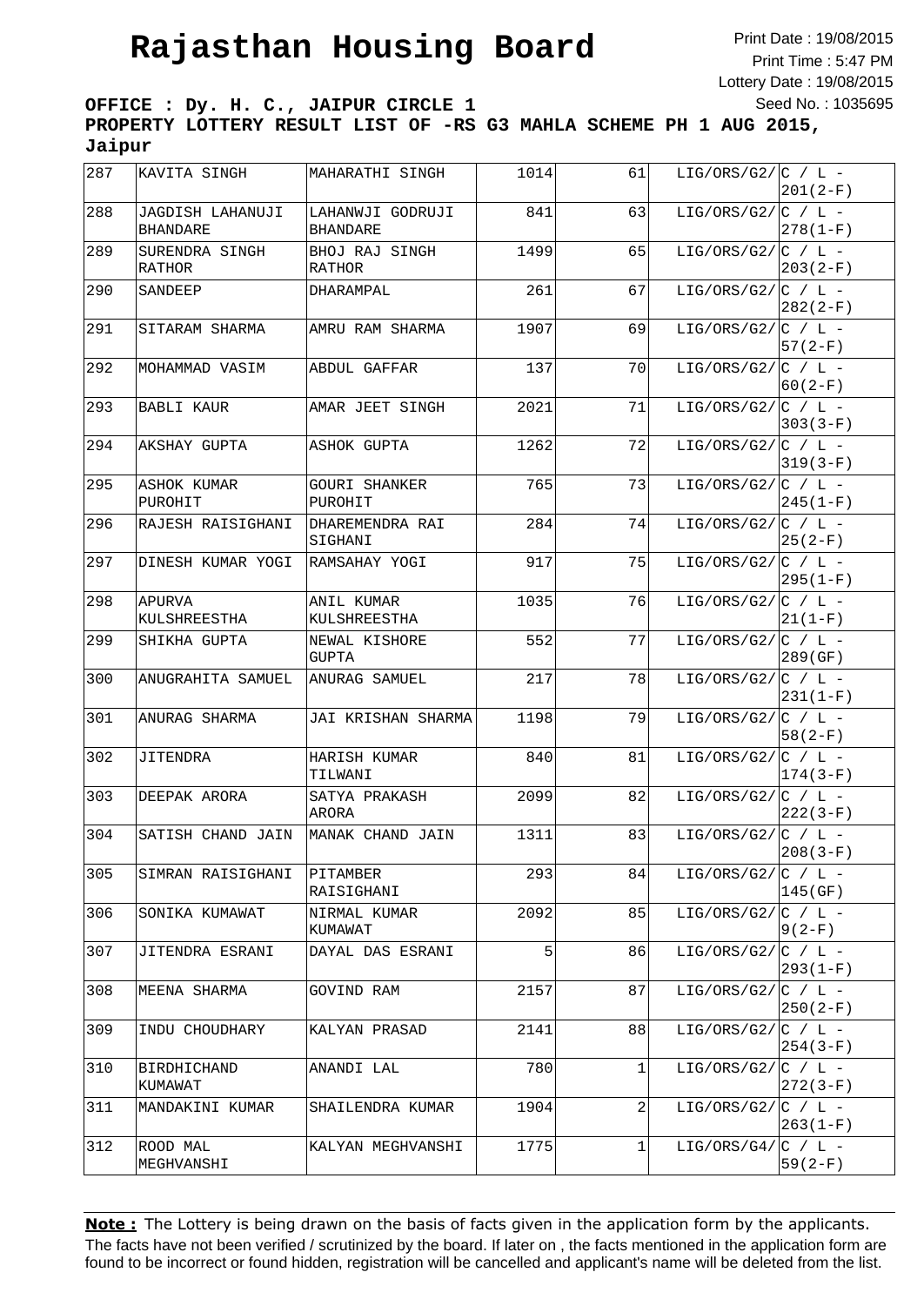# Rajasthan Housing Board

Print Date : 19/08/2015
Print Time : 5:47 PM
Lottery Date : 19/08/2015
Seed No. : 1035695

**OFFICE : Dy. H. C., JAIPUR CIRCLE 1**
**PROPERTY LOTTERY RESULT LIST OF -RS G3 MAHLA SCHEME PH 1 AUG 2015, Jaipur**

| | | | | | | |
|---|---|---|---|---|---|---|
| 287 | KAVITA SINGH | MAHARATHI SINGH | 1014 | 61 | LIG/ORS/G2/ | C / L - 201(2-F) |
| 288 | JAGDISH LAHANUJI BHANDARE | LAHANWJI GODRUJI BHANDARE | 841 | 63 | LIG/ORS/G2/ | C / L - 278(1-F) |
| 289 | SURENDRA SINGH RATHOR | BHOJ RAJ SINGH RATHOR | 1499 | 65 | LIG/ORS/G2/ | C / L - 203(2-F) |
| 290 | SANDEEP | DHARAMPAL | 261 | 67 | LIG/ORS/G2/ | C / L - 282(2-F) |
| 291 | SITARAM SHARMA | AMRU RAM SHARMA | 1907 | 69 | LIG/ORS/G2/ | C / L - 57(2-F) |
| 292 | MOHAMMAD VASIM | ABDUL GAFFAR | 137 | 70 | LIG/ORS/G2/ | C / L - 60(2-F) |
| 293 | BABLI KAUR | AMAR JEET SINGH | 2021 | 71 | LIG/ORS/G2/ | C / L - 303(3-F) |
| 294 | AKSHAY GUPTA | ASHOK GUPTA | 1262 | 72 | LIG/ORS/G2/ | C / L - 319(3-F) |
| 295 | ASHOK KUMAR PUROHIT | GOURI SHANKER PUROHIT | 765 | 73 | LIG/ORS/G2/ | C / L - 245(1-F) |
| 296 | RAJESH RAISIGHANI | DHAREMENDRA RAI SIGHANI | 284 | 74 | LIG/ORS/G2/ | C / L - 25(2-F) |
| 297 | DINESH KUMAR YOGI | RAMSAHAY YOGI | 917 | 75 | LIG/ORS/G2/ | C / L - 295(1-F) |
| 298 | APURVA KULSHREESTHA | ANIL KUMAR KULSHREESTHA | 1035 | 76 | LIG/ORS/G2/ | C / L - 21(1-F) |
| 299 | SHIKHA GUPTA | NEWAL KISHORE GUPTA | 552 | 77 | LIG/ORS/G2/ | C / L - 289(GF) |
| 300 | ANUGRAHITA SAMUEL | ANURAG SAMUEL | 217 | 78 | LIG/ORS/G2/ | C / L - 231(1-F) |
| 301 | ANURAG SHARMA | JAI KRISHAN SHARMA | 1198 | 79 | LIG/ORS/G2/ | C / L - 58(2-F) |
| 302 | JITENDRA | HARISH KUMAR TILWANI | 840 | 81 | LIG/ORS/G2/ | C / L - 174(3-F) |
| 303 | DEEPAK ARORA | SATYA PRAKASH ARORA | 2099 | 82 | LIG/ORS/G2/ | C / L - 222(3-F) |
| 304 | SATISH CHAND JAIN | MANAK CHAND JAIN | 1311 | 83 | LIG/ORS/G2/ | C / L - 208(3-F) |
| 305 | SIMRAN RAISIGHANI | PITAMBER RAISIGHANI | 293 | 84 | LIG/ORS/G2/ | C / L - 145(GF) |
| 306 | SONIKA KUMAWAT | NIRMAL KUMAR KUMAWAT | 2092 | 85 | LIG/ORS/G2/ | C / L - 9(2-F) |
| 307 | JITENDRA ESRANI | DAYAL DAS ESRANI | 5 | 86 | LIG/ORS/G2/ | C / L - 293(1-F) |
| 308 | MEENA SHARMA | GOVIND RAM | 2157 | 87 | LIG/ORS/G2/ | C / L - 250(2-F) |
| 309 | INDU CHOUDHARY | KALYAN PRASAD | 2141 | 88 | LIG/ORS/G2/ | C / L - 254(3-F) |
| 310 | BIRDHICHAND KUMAWAT | ANANDI LAL | 780 | 1 | LIG/ORS/G2/ | C / L - 272(3-F) |
| 311 | MANDAKINI KUMAR | SHAILENDRA KUMAR | 1904 | 2 | LIG/ORS/G2/ | C / L - 263(1-F) |
| 312 | ROOD MAL MEGHVANSHI | KALYAN MEGHVANSHI | 1775 | 1 | LIG/ORS/G4/ | C / L - 59(2-F) |

**Note :** The Lottery is being drawn on the basis of facts given in the application form by the applicants. The facts have not been verified / scrutinized by the board. If later on , the facts mentioned in the application form are found to be incorrect or found hidden, registration will be cancelled and applicant's name will be deleted from the list.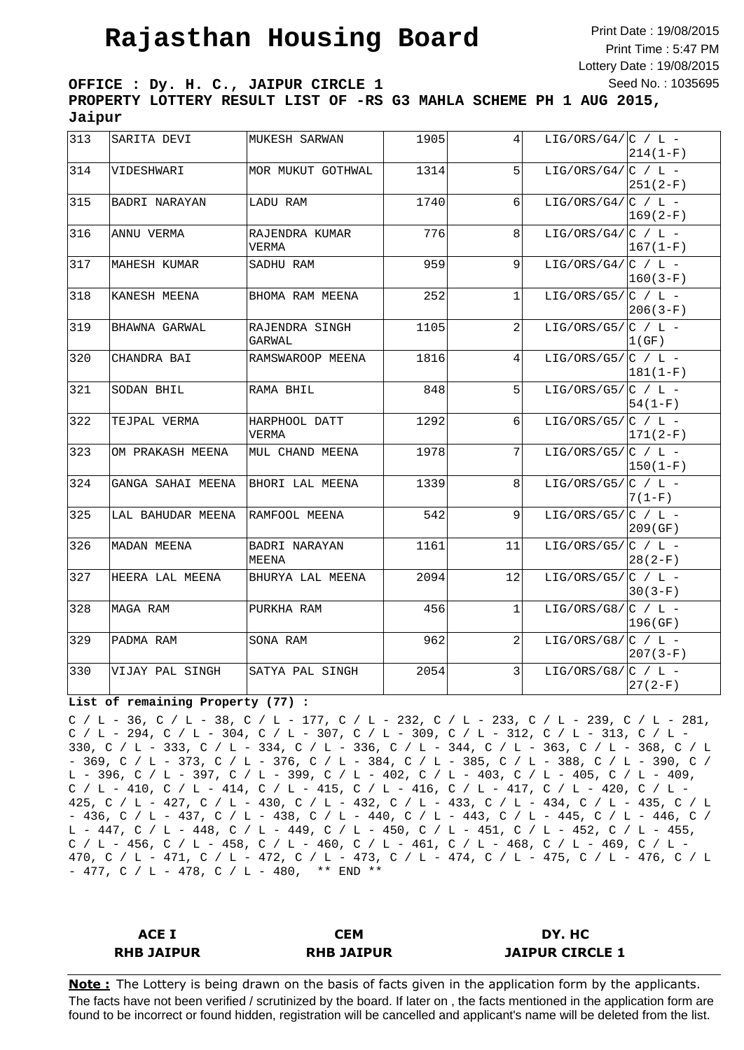# Rajasthan Housing Board

Print Date : 19/08/2015
Print Time : 5:47 PM
Lottery Date : 19/08/2015
Seed No. : 1035695

**OFFICE : Dy. H. C., JAIPUR CIRCLE 1**
**PROPERTY LOTTERY RESULT LIST OF -RS G3 MAHLA SCHEME PH 1 AUG 2015, Jaipur**

| | | | | | | |
|---|---|---|---|---|---|---|
| 313 | SARITA DEVI | MUKESH SARWAN | 1905 | 4 | LIG/ORS/G4/ | C / L - 214(1-F) |
| 314 | VIDESHWARI | MOR MUKUT GOTHWAL | 1314 | 5 | LIG/ORS/G4/ | C / L - 251(2-F) |
| 315 | BADRI NARAYAN | LADU RAM | 1740 | 6 | LIG/ORS/G4/ | C / L - 169(2-F) |
| 316 | ANNU VERMA | RAJENDRA KUMAR VERMA | 776 | 8 | LIG/ORS/G4/ | C / L - 167(1-F) |
| 317 | MAHESH KUMAR | SADHU RAM | 959 | 9 | LIG/ORS/G4/ | C / L - 160(3-F) |
| 318 | KANESH MEENA | BHOMA RAM MEENA | 252 | 1 | LIG/ORS/G5/ | C / L - 206(3-F) |
| 319 | BHAWNA GARWAL | RAJENDRA SINGH GARWAL | 1105 | 2 | LIG/ORS/G5/ | C / L - 1(GF) |
| 320 | CHANDRA BAI | RAMSWAROOP MEENA | 1816 | 4 | LIG/ORS/G5/ | C / L - 181(1-F) |
| 321 | SODAN BHIL | RAMA BHIL | 848 | 5 | LIG/ORS/G5/ | C / L - 54(1-F) |
| 322 | TEJPAL VERMA | HARPHOOL DATT VERMA | 1292 | 6 | LIG/ORS/G5/ | C / L - 171(2-F) |
| 323 | OM PRAKASH MEENA | MUL CHAND MEENA | 1978 | 7 | LIG/ORS/G5/ | C / L - 150(1-F) |
| 324 | GANGA SAHAI MEENA | BHORI LAL MEENA | 1339 | 8 | LIG/ORS/G5/ | C / L - 7(1-F) |
| 325 | LAL BAHUDAR MEENA | RAMFOOL MEENA | 542 | 9 | LIG/ORS/G5/ | C / L - 209(GF) |
| 326 | MADAN MEENA | BADRI NARAYAN MEENA | 1161 | 11 | LIG/ORS/G5/ | C / L - 28(2-F) |
| 327 | HEERA LAL MEENA | BHURYA LAL MEENA | 2094 | 12 | LIG/ORS/G5/ | C / L - 30(3-F) |
| 328 | MAGA RAM | PURKHA RAM | 456 | 1 | LIG/ORS/G8/ | C / L - 196(GF) |
| 329 | PADMA RAM | SONA RAM | 962 | 2 | LIG/ORS/G8/ | C / L - 207(3-F) |
| 330 | VIJAY PAL SINGH | SATYA PAL SINGH | 2054 | 3 | LIG/ORS/G8/ | C / L - 27(2-F) |

**List of remaining Property (77) :**

C / L - 36, C / L - 38, C / L - 177, C / L - 232, C / L - 233, C / L - 239, C / L - 281, C / L - 294, C / L - 304, C / L - 307, C / L - 309, C / L - 312, C / L - 313, C / L - 330, C / L - 333, C / L - 334, C / L - 336, C / L - 344, C / L - 363, C / L - 368, C / L - 369, C / L - 373, C / L - 376, C / L - 384, C / L - 385, C / L - 388, C / L - 390, C / L - 396, C / L - 397, C / L - 399, C / L - 402, C / L - 403, C / L - 405, C / L - 409, C / L - 410, C / L - 414, C / L - 415, C / L - 416, C / L - 417, C / L - 420, C / L - 425, C / L - 427, C / L - 430, C / L - 432, C / L - 433, C / L - 434, C / L - 435, C / L - 436, C / L - 437, C / L - 438, C / L - 440, C / L - 443, C / L - 445, C / L - 446, C / L - 447, C / L - 448, C / L - 449, C / L - 450, C / L - 451, C / L - 452, C / L - 455, C / L - 456, C / L - 458, C / L - 460, C / L - 461, C / L - 468, C / L - 469, C / L - 470, C / L - 471, C / L - 472, C / L - 473, C / L - 474, C / L - 475, C / L - 476, C / L - 477, C / L - 478, C / L - 480, ** END **

| ACE I | CEM | DY. HC |
|---|---|---|
| RHB JAIPUR | RHB JAIPUR | JAIPUR CIRCLE 1 |

**Note :** The Lottery is being drawn on the basis of facts given in the application form by the applicants. The facts have not been verified / scrutinized by the board. If later on , the facts mentioned in the application form are found to be incorrect or found hidden, registration will be cancelled and applicant's name will be deleted from the list.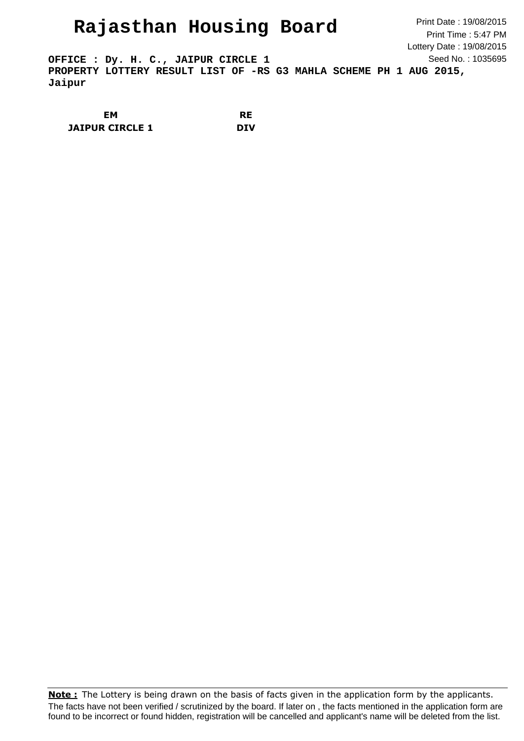# Rajasthan Housing Board

Print Date : 19/08/2015
Print Time : 5:47 PM
Lottery Date : 19/08/2015
Seed No. : 1035695

**OFFICE : Dy. H. C., JAIPUR CIRCLE 1**
**PROPERTY LOTTERY RESULT LIST OF -RS G3 MAHLA SCHEME PH 1 AUG 2015, Jaipur**

| EM | RE |
|---|---|
| JAIPUR CIRCLE 1 | DIV |

**Note :** The Lottery is being drawn on the basis of facts given in the application form by the applicants. The facts have not been verified / scrutinized by the board. If later on , the facts mentioned in the application form are found to be incorrect or found hidden, registration will be cancelled and applicant's name will be deleted from the list.